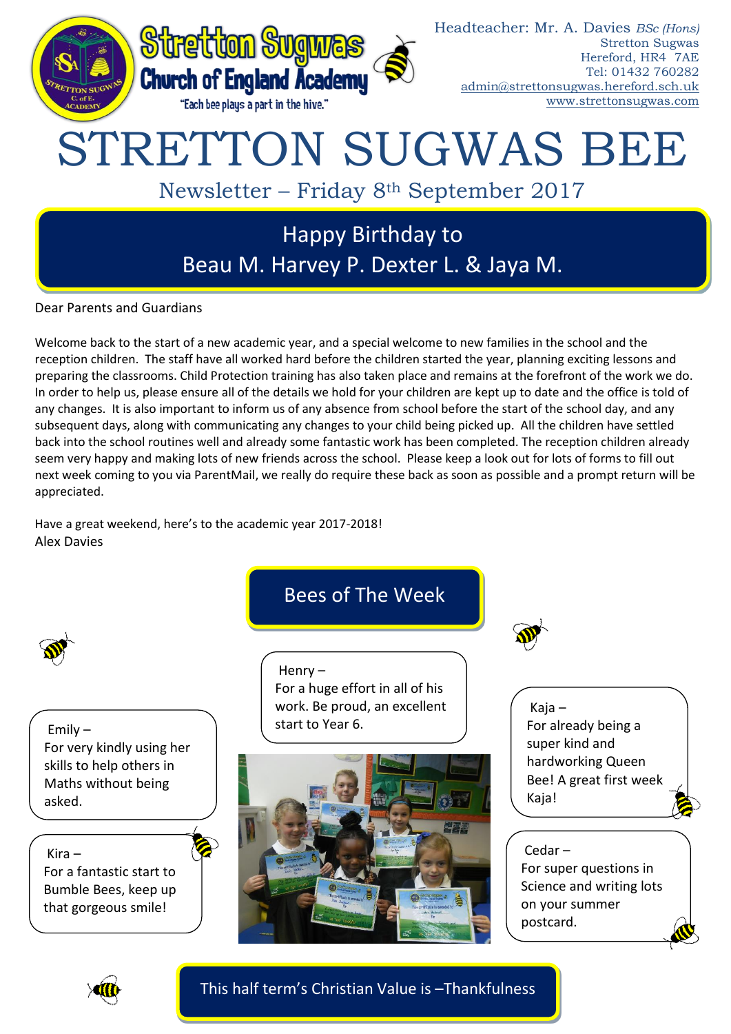Stretton Sugwas Church of England Academy

"Each bee plays a part in the hive."

Headteacher: Mr. A. Davies *BSc (Hons)*
Stretton Sugwas
Hereford, HR4 7AE
Tel: 01432 760282
admin@strettonsugwas.hereford.sch.uk
www.strettonsugwas.com

# STRETTON SUGWAS BEE

## Newsletter – Friday 8th September 2017

## Happy Birthday to Beau M. Harvey P. Dexter L. & Jaya M.

Dear Parents and Guardians

Welcome back to the start of a new academic year, and a special welcome to new families in the school and the reception children. The staff have all worked hard before the children started the year, planning exciting lessons and preparing the classrooms. Child Protection training has also taken place and remains at the forefront of the work we do. In order to help us, please ensure all of the details we hold for your children are kept up to date and the office is told of any changes. It is also important to inform us of any absence from school before the start of the school day, and any subsequent days, along with communicating any changes to your child being picked up. All the children have settled back into the school routines well and already some fantastic work has been completed. The reception children already seem very happy and making lots of new friends across the school. Please keep a look out for lots of forms to fill out next week coming to you via ParentMail, we really do require these back as soon as possible and a prompt return will be appreciated.

Have a great weekend, here's to the academic year 2017-2018!
Alex Davies

## Bees of The Week

Henry – For a huge effort in all of his work. Be proud, an excellent start to Year 6.

Emily – For very kindly using her skills to help others in Maths without being asked.

Kaja – For already being a super kind and hardworking Queen Bee! A great first week Kaja!

Kira – For a fantastic start to Bumble Bees, keep up that gorgeous smile!

Cedar – For super questions in Science and writing lots on your summer postcard.

This half term's Christian Value is –Thankfulness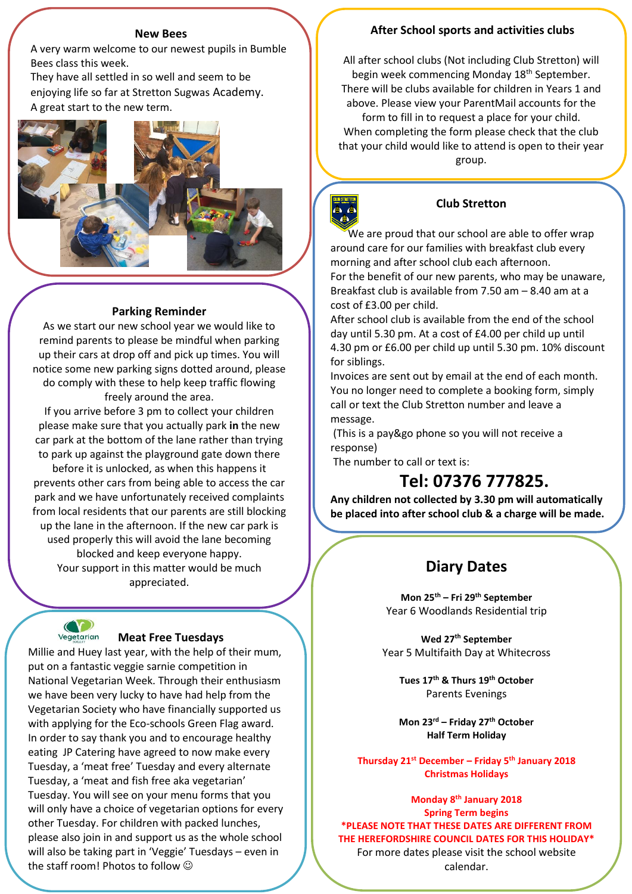## New Bees

A very warm welcome to our newest pupils in Bumble Bees class this week.
They have all settled in so well and seem to be enjoying life so far at Stretton Sugwas Academy.
A great start to the new term.

## Parking Reminder

As we start our new school year we would like to remind parents to please be mindful when parking up their cars at drop off and pick up times. You will notice some new parking signs dotted around, please do comply with these to help keep traffic flowing freely around the area.

If you arrive before 3 pm to collect your children please make sure that you actually park **in** the new car park at the bottom of the lane rather than trying to park up against the playground gate down there before it is unlocked, as when this happens it prevents other cars from being able to access the car park and we have unfortunately received complaints from local residents that our parents are still blocking up the lane in the afternoon. If the new car park is used properly this will avoid the lane becoming blocked and keep everyone happy.

Your support in this matter would be much appreciated.

## Meat Free Tuesdays

Millie and Huey last year, with the help of their mum, put on a fantastic veggie sarnie competition in National Vegetarian Week. Through their enthusiasm we have been very lucky to have had help from the Vegetarian Society who have financially supported us with applying for the Eco-schools Green Flag award. In order to say thank you and to encourage healthy eating JP Catering have agreed to now make every Tuesday, a 'meat free' Tuesday and every alternate Tuesday, a 'meat and fish free aka vegetarian' Tuesday. You will see on your menu forms that you will only have a choice of vegetarian options for every other Tuesday. For children with packed lunches, please also join in and support us as the whole school will also be taking part in 'Veggie' Tuesdays – even in the staff room! Photos to follow ☺

## After School sports and activities clubs

All after school clubs (Not including Club Stretton) will begin week commencing Monday 18th September. There will be clubs available for children in Years 1 and above. Please view your ParentMail accounts for the form to fill in to request a place for your child. When completing the form please check that the club that your child would like to attend is open to their year group.

## Club Stretton

We are proud that our school are able to offer wrap around care for our families with breakfast club every morning and after school club each afternoon.
For the benefit of our new parents, who may be unaware, Breakfast club is available from 7.50 am – 8.40 am at a cost of £3.00 per child.
After school club is available from the end of the school day until 5.30 pm. At a cost of £4.00 per child up until 4.30 pm or £6.00 per child up until 5.30 pm. 10% discount for siblings.
Invoices are sent out by email at the end of each month. You no longer need to complete a booking form, simply call or text the Club Stretton number and leave a message.
(This is a pay&go phone so you will not receive a response)
The number to call or text is:

**Tel: 07376 777825.**

**Any children not collected by 3.30 pm will automatically be placed into after school club & a charge will be made.**

## Diary Dates

**Mon 25th – Fri 29th September**
Year 6 Woodlands Residential trip

**Wed 27th September**
Year 5 Multifaith Day at Whitecross

**Tues 17th & Thurs 19th October**
Parents Evenings

**Mon 23rd – Friday 27th October**
**Half Term Holiday**

**Thursday 21st December – Friday 5th January 2018**
**Christmas Holidays**

**Monday 8th January 2018**
**Spring Term begins**
**\*PLEASE NOTE THAT THESE DATES ARE DIFFERENT FROM THE HEREFORDSHIRE COUNCIL DATES FOR THIS HOLIDAY\***
For more dates please visit the school website calendar.